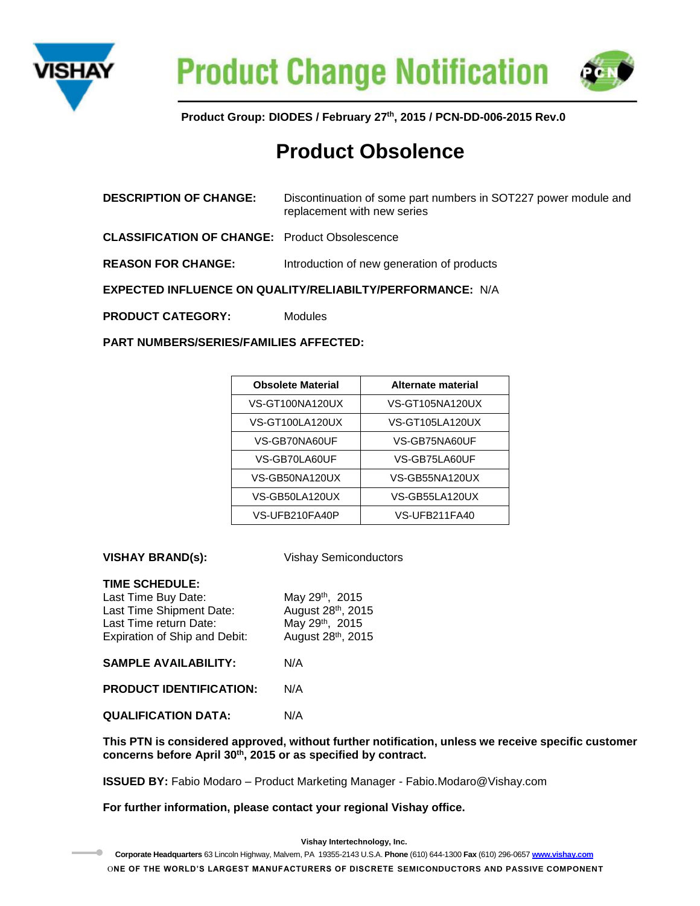# Product Change Notification

**Product Group: DIODES / February 27th, 2015 / PCN-DD-006-2015 Rev.0**

## Product Obsolence

**DESCRIPTION OF CHANGE:** Discontinuation of some part numbers in SOT227 power module and replacement with new series

**CLASSIFICATION OF CHANGE:** Product Obsolescence

**REASON FOR CHANGE:** Introduction of new generation of products

**EXPECTED INFLUENCE ON QUALITY/RELIABILTY/PERFORMANCE:** N/A

**PRODUCT CATEGORY:** Modules

**PART NUMBERS/SERIES/FAMILIES AFFECTED:**

| Obsolete Material | Alternate material |
|---|---|
| VS-GT100NA120UX | VS-GT105NA120UX |
| VS-GT100LA120UX | VS-GT105LA120UX |
| VS-GB70NA60UF | VS-GB75NA60UF |
| VS-GB70LA60UF | VS-GB75LA60UF |
| VS-GB50NA120UX | VS-GB55NA120UX |
| VS-GB50LA120UX | VS-GB55LA120UX |
| VS-UFB210FA40P | VS-UFB211FA40 |

**VISHAY BRAND(s):** Vishay Semiconductors

**TIME SCHEDULE:**
Last Time Buy Date: May 29th, 2015
Last Time Shipment Date: August 28th, 2015
Last Time return Date: May 29th, 2015
Expiration of Ship and Debit: August 28th, 2015

**SAMPLE AVAILABILITY:** N/A

**PRODUCT IDENTIFICATION:** N/A

**QUALIFICATION DATA:** N/A

**This PTN is considered approved, without further notification, unless we receive specific customer concerns before April 30th, 2015 or as specified by contract.**

**ISSUED BY:** Fabio Modaro – Product Marketing Manager - Fabio.Modaro@Vishay.com

**For further information, please contact your regional Vishay office.**

**Vishay Intertechnology, Inc.**
**Corporate Headquarters** 63 Lincoln Highway, Malvern, PA 19355-2143 U.S.A. **Phone** (610) 644-1300 **Fax** (610) 296-0657 **www.vishay.com**
ONE OF THE WORLD'S LARGEST MANUFACTURERS OF DISCRETE SEMICONDUCTORS AND PASSIVE COMPONENT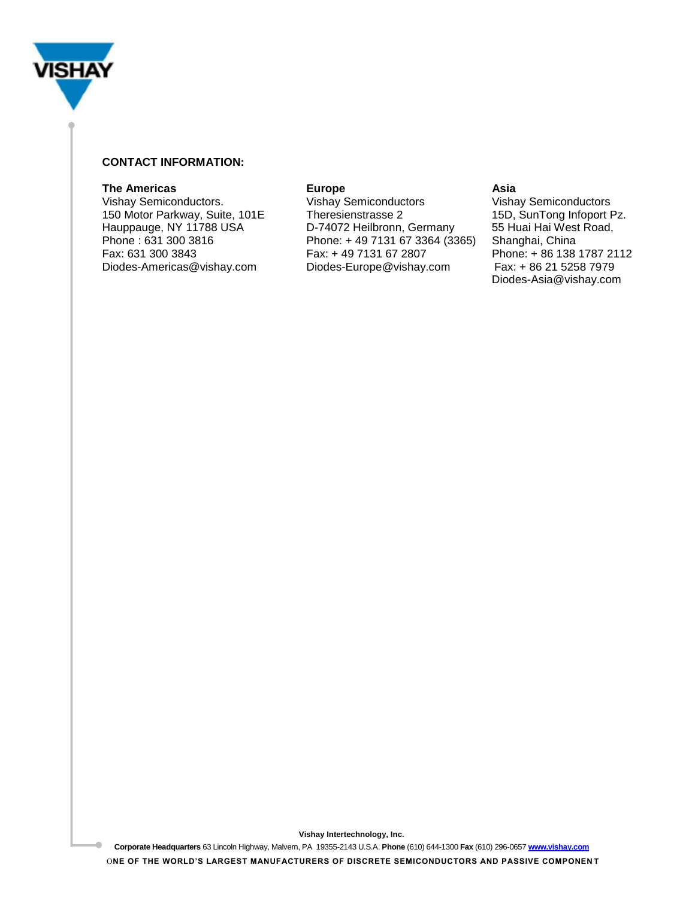VISHAY

**CONTACT INFORMATION:**

**The Americas**
Vishay Semiconductors.
150 Motor Parkway, Suite, 101E
Hauppauge, NY 11788 USA
Phone : 631 300 3816
Fax: 631 300 3843
Diodes-Americas@vishay.com

**Europe**
Vishay Semiconductors
Theresienstrasse 2
D-74072 Heilbronn, Germany
Phone: + 49 7131 67 3364 (3365)
Fax: + 49 7131 67 2807
Diodes-Europe@vishay.com

**Asia**
Vishay Semiconductors
15D, SunTong Infoport Pz.
55 Huai Hai West Road,
Shanghai, China
Phone: + 86 138 1787 2112
Fax: + 86 21 5258 7979
Diodes-Asia@vishay.com

**Vishay Intertechnology, Inc.**

**Corporate Headquarters** 63 Lincoln Highway, Malvern, PA 19355-2143 U.S.A. **Phone** (610) 644-1300 **Fax** (610) 296-0657 **www.vishay.com**

**ONE OF THE WORLD'S LARGEST MANUFACTURERS OF DISCRETE SEMICONDUCTORS AND PASSIVE COMPONENT**